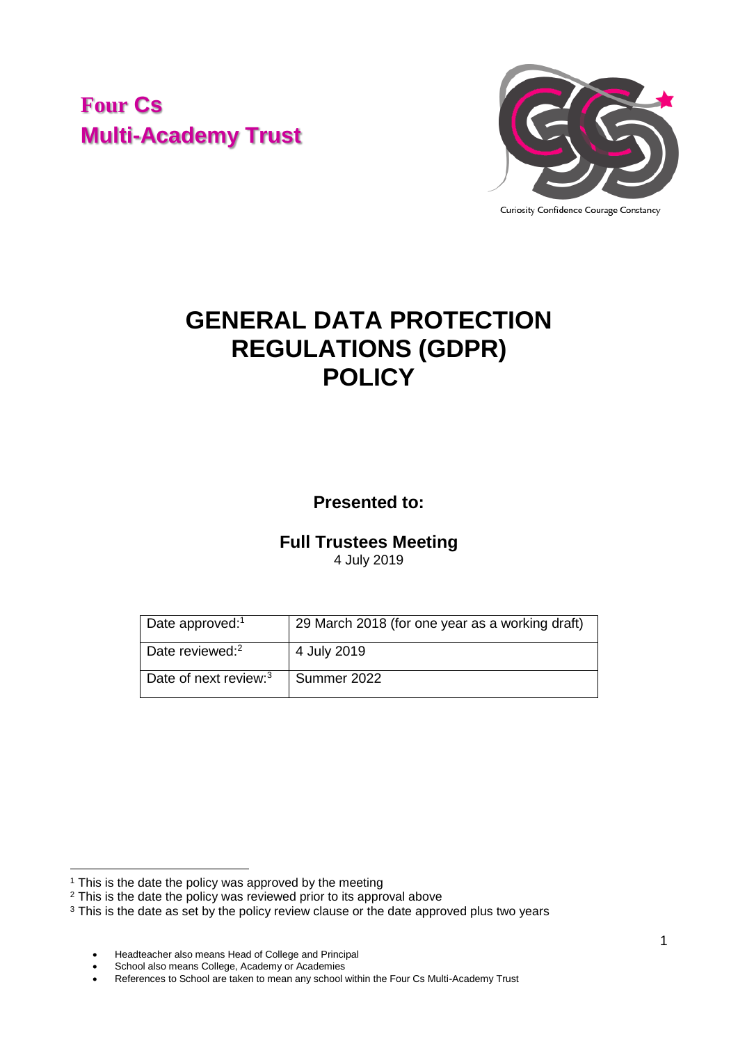**Four Cs**
**Multi-Academy Trust**

Curiosity Confidence Courage Constancy

# GENERAL DATA PROTECTION REGULATIONS (GDPR) POLICY

**Presented to:**

**Full Trustees Meeting**

4 July 2019

| | |
|---|---|
| Date approved:[1] | 29 March 2018 (for one year as a working draft) |
| Date reviewed:[2] | 4 July 2019 |
| Date of next review:[3] | Summer 2022 |

[1] This is the date the policy was approved by the meeting

[2] This is the date the policy was reviewed prior to its approval above

[3] This is the date as set by the policy review clause or the date approved plus two years

- Headteacher also means Head of College and Principal
- School also means College, Academy or Academies
- References to School are taken to mean any school within the Four Cs Multi-Academy Trust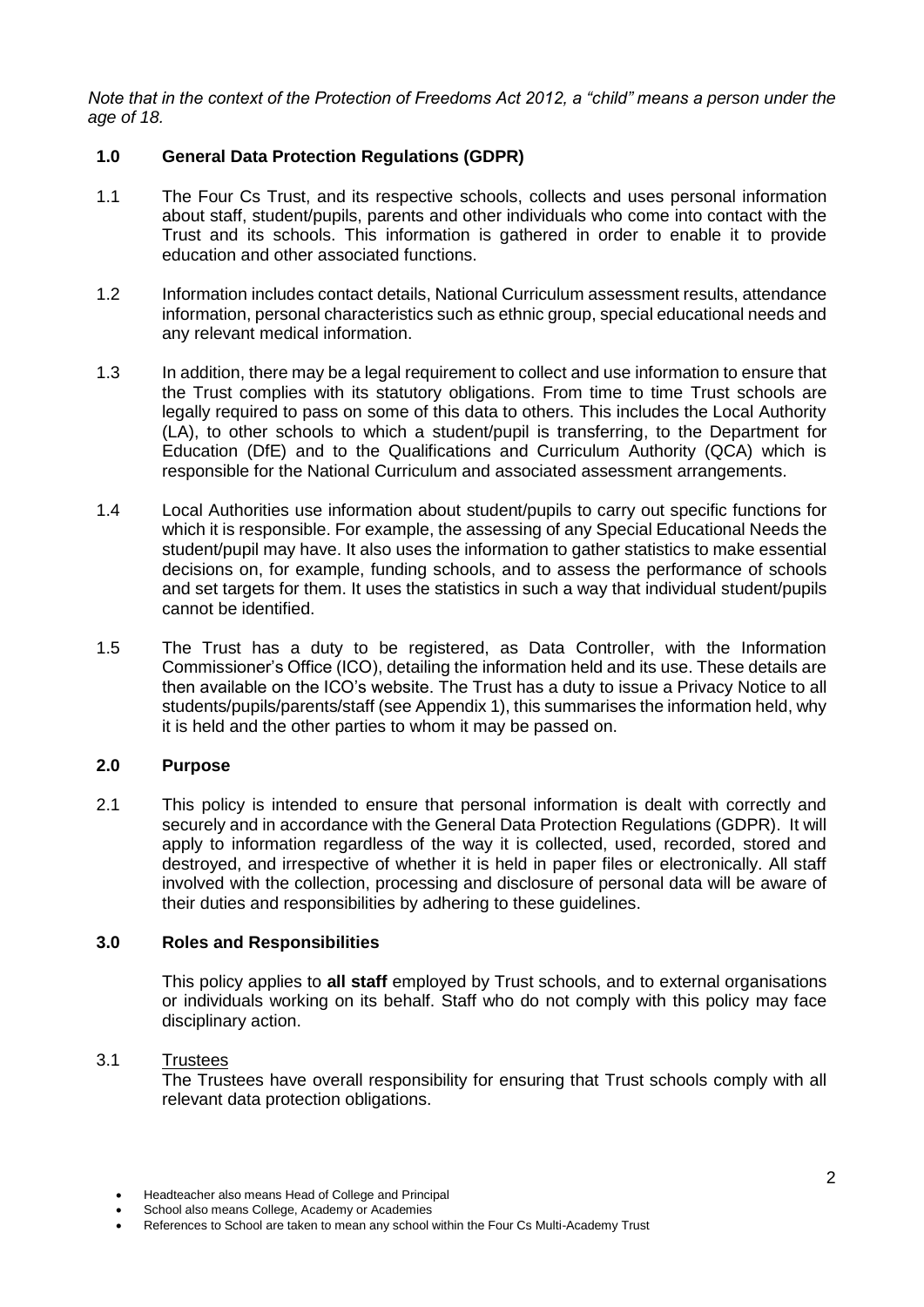*Note that in the context of the Protection of Freedoms Act 2012, a "child" means a person under the age of 18.*

## 1.0 General Data Protection Regulations (GDPR)

1.1 The Four Cs Trust, and its respective schools, collects and uses personal information about staff, student/pupils, parents and other individuals who come into contact with the Trust and its schools. This information is gathered in order to enable it to provide education and other associated functions.

1.2 Information includes contact details, National Curriculum assessment results, attendance information, personal characteristics such as ethnic group, special educational needs and any relevant medical information.

1.3 In addition, there may be a legal requirement to collect and use information to ensure that the Trust complies with its statutory obligations. From time to time Trust schools are legally required to pass on some of this data to others. This includes the Local Authority (LA), to other schools to which a student/pupil is transferring, to the Department for Education (DfE) and to the Qualifications and Curriculum Authority (QCA) which is responsible for the National Curriculum and associated assessment arrangements.

1.4 Local Authorities use information about student/pupils to carry out specific functions for which it is responsible. For example, the assessing of any Special Educational Needs the student/pupil may have. It also uses the information to gather statistics to make essential decisions on, for example, funding schools, and to assess the performance of schools and set targets for them. It uses the statistics in such a way that individual student/pupils cannot be identified.

1.5 The Trust has a duty to be registered, as Data Controller, with the Information Commissioner's Office (ICO), detailing the information held and its use. These details are then available on the ICO's website. The Trust has a duty to issue a Privacy Notice to all students/pupils/parents/staff (see Appendix 1), this summarises the information held, why it is held and the other parties to whom it may be passed on.

## 2.0 Purpose

2.1 This policy is intended to ensure that personal information is dealt with correctly and securely and in accordance with the General Data Protection Regulations (GDPR). It will apply to information regardless of the way it is collected, used, recorded, stored and destroyed, and irrespective of whether it is held in paper files or electronically. All staff involved with the collection, processing and disclosure of personal data will be aware of their duties and responsibilities by adhering to these guidelines.

## 3.0 Roles and Responsibilities

This policy applies to **all staff** employed by Trust schools, and to external organisations or individuals working on its behalf. Staff who do not comply with this policy may face disciplinary action.

3.1 Trustees

The Trustees have overall responsibility for ensuring that Trust schools comply with all relevant data protection obligations.

- Headteacher also means Head of College and Principal
- School also means College, Academy or Academies
- References to School are taken to mean any school within the Four Cs Multi-Academy Trust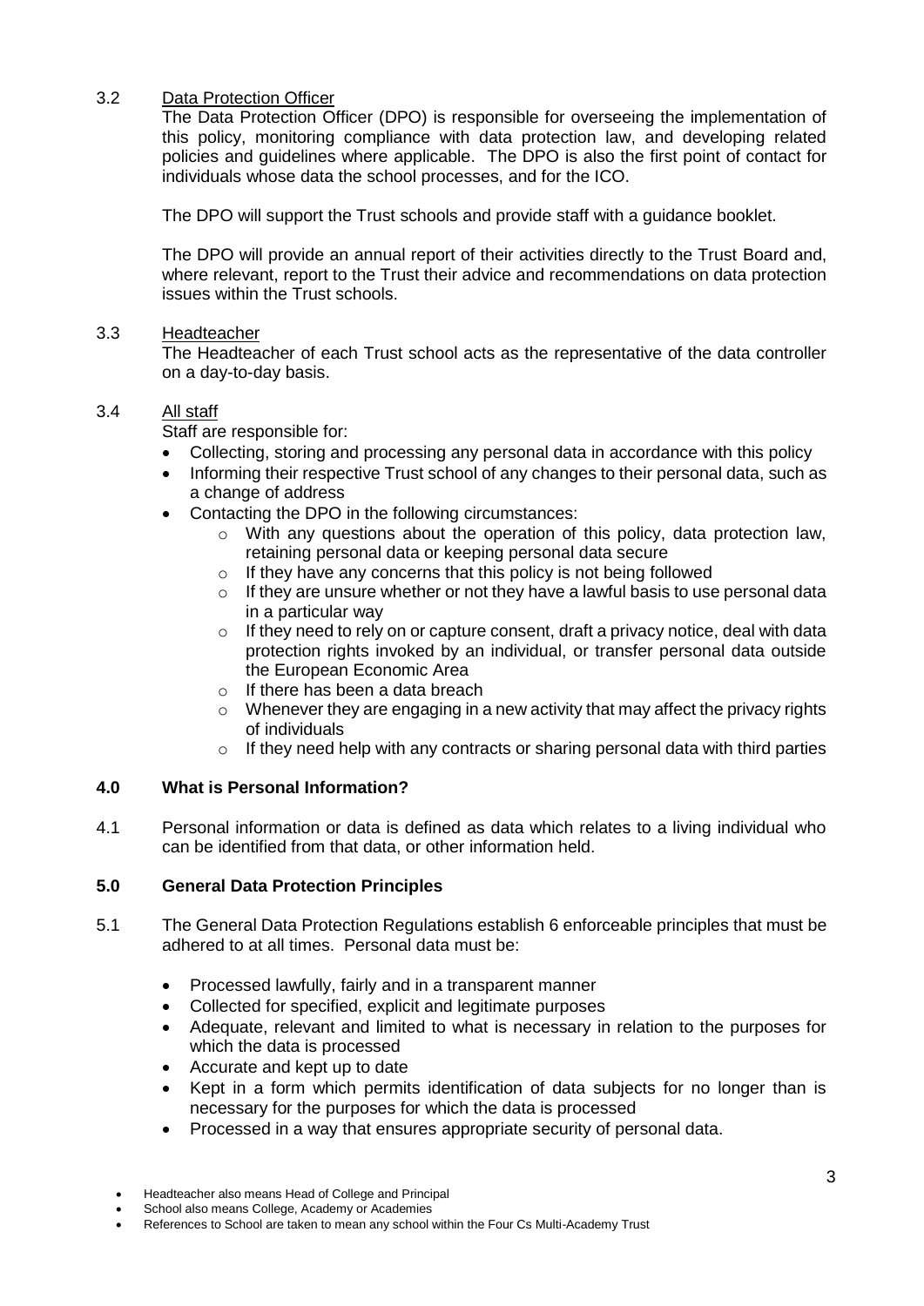### 3.2 Data Protection Officer

The Data Protection Officer (DPO) is responsible for overseeing the implementation of this policy, monitoring compliance with data protection law, and developing related policies and guidelines where applicable. The DPO is also the first point of contact for individuals whose data the school processes, and for the ICO.

The DPO will support the Trust schools and provide staff with a guidance booklet.

The DPO will provide an annual report of their activities directly to the Trust Board and, where relevant, report to the Trust their advice and recommendations on data protection issues within the Trust schools.

### 3.3 Headteacher

The Headteacher of each Trust school acts as the representative of the data controller on a day-to-day basis.

### 3.4 All staff

Staff are responsible for:

- Collecting, storing and processing any personal data in accordance with this policy
- Informing their respective Trust school of any changes to their personal data, such as a change of address
- Contacting the DPO in the following circumstances:
  - With any questions about the operation of this policy, data protection law, retaining personal data or keeping personal data secure
  - If they have any concerns that this policy is not being followed
  - If they are unsure whether or not they have a lawful basis to use personal data in a particular way
  - If they need to rely on or capture consent, draft a privacy notice, deal with data protection rights invoked by an individual, or transfer personal data outside the European Economic Area
  - If there has been a data breach
  - Whenever they are engaging in a new activity that may affect the privacy rights of individuals
  - If they need help with any contracts or sharing personal data with third parties

## 4.0 What is Personal Information?

4.1 Personal information or data is defined as data which relates to a living individual who can be identified from that data, or other information held.

## 5.0 General Data Protection Principles

5.1 The General Data Protection Regulations establish 6 enforceable principles that must be adhered to at all times. Personal data must be:

- Processed lawfully, fairly and in a transparent manner
- Collected for specified, explicit and legitimate purposes
- Adequate, relevant and limited to what is necessary in relation to the purposes for which the data is processed
- Accurate and kept up to date
- Kept in a form which permits identification of data subjects for no longer than is necessary for the purposes for which the data is processed
- Processed in a way that ensures appropriate security of personal data.

---

- Headteacher also means Head of College and Principal
- School also means College, Academy or Academies
- References to School are taken to mean any school within the Four Cs Multi-Academy Trust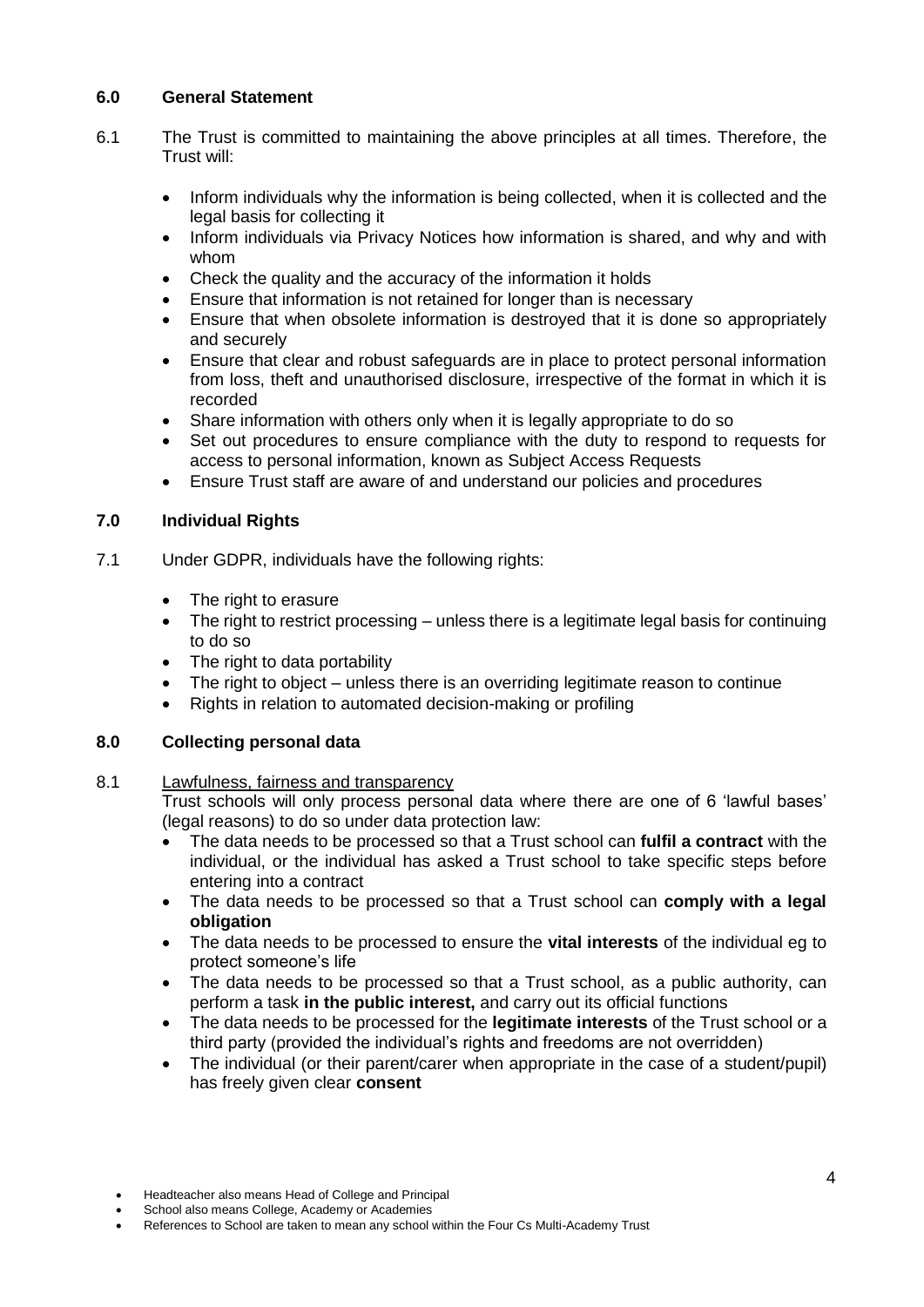## 6.0 General Statement

6.1 The Trust is committed to maintaining the above principles at all times. Therefore, the Trust will:

- Inform individuals why the information is being collected, when it is collected and the legal basis for collecting it
- Inform individuals via Privacy Notices how information is shared, and why and with whom
- Check the quality and the accuracy of the information it holds
- Ensure that information is not retained for longer than is necessary
- Ensure that when obsolete information is destroyed that it is done so appropriately and securely
- Ensure that clear and robust safeguards are in place to protect personal information from loss, theft and unauthorised disclosure, irrespective of the format in which it is recorded
- Share information with others only when it is legally appropriate to do so
- Set out procedures to ensure compliance with the duty to respond to requests for access to personal information, known as Subject Access Requests
- Ensure Trust staff are aware of and understand our policies and procedures

## 7.0 Individual Rights

7.1 Under GDPR, individuals have the following rights:

- The right to erasure
- The right to restrict processing – unless there is a legitimate legal basis for continuing to do so
- The right to data portability
- The right to object – unless there is an overriding legitimate reason to continue
- Rights in relation to automated decision-making or profiling

## 8.0 Collecting personal data

8.1 <u>Lawfulness, fairness and transparency</u>

Trust schools will only process personal data where there are one of 6 'lawful bases' (legal reasons) to do so under data protection law:

- The data needs to be processed so that a Trust school can **fulfil a contract** with the individual, or the individual has asked a Trust school to take specific steps before entering into a contract
- The data needs to be processed so that a Trust school can **comply with a legal obligation**
- The data needs to be processed to ensure the **vital interests** of the individual eg to protect someone's life
- The data needs to be processed so that a Trust school, as a public authority, can perform a task **in the public interest,** and carry out its official functions
- The data needs to be processed for the **legitimate interests** of the Trust school or a third party (provided the individual's rights and freedoms are not overridden)
- The individual (or their parent/carer when appropriate in the case of a student/pupil) has freely given clear **consent**

- Headteacher also means Head of College and Principal
- School also means College, Academy or Academies
- References to School are taken to mean any school within the Four Cs Multi-Academy Trust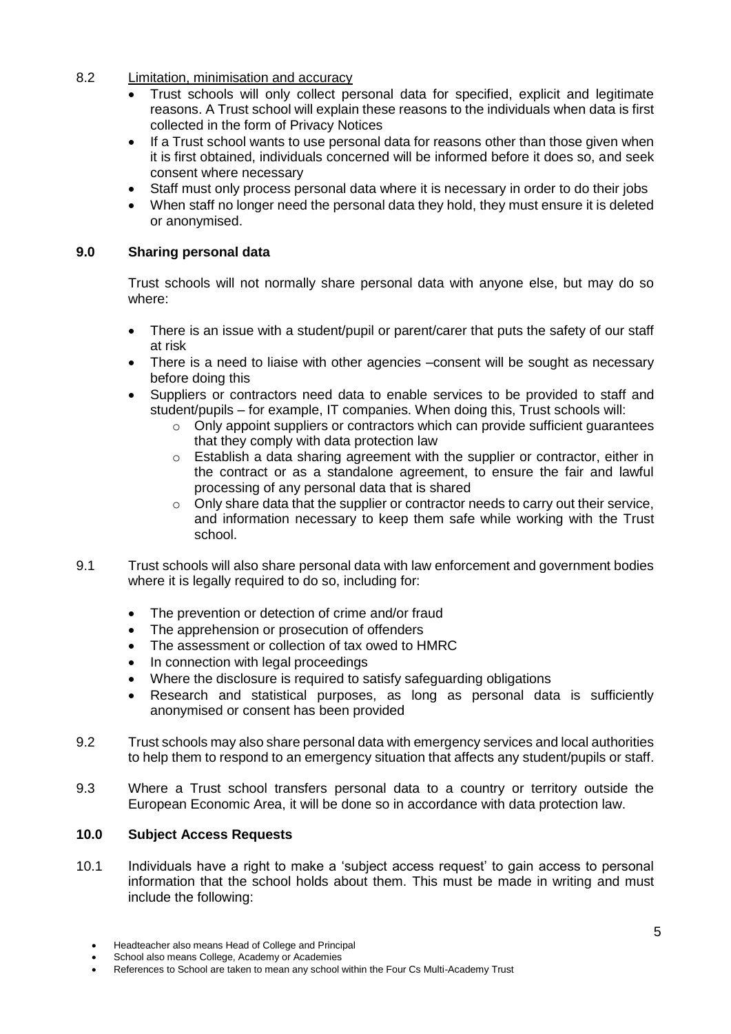8.2 Limitation, minimisation and accuracy

- Trust schools will only collect personal data for specified, explicit and legitimate reasons. A Trust school will explain these reasons to the individuals when data is first collected in the form of Privacy Notices
- If a Trust school wants to use personal data for reasons other than those given when it is first obtained, individuals concerned will be informed before it does so, and seek consent where necessary
- Staff must only process personal data where it is necessary in order to do their jobs
- When staff no longer need the personal data they hold, they must ensure it is deleted or anonymised.

## 9.0 Sharing personal data

Trust schools will not normally share personal data with anyone else, but may do so where:

- There is an issue with a student/pupil or parent/carer that puts the safety of our staff at risk
- There is a need to liaise with other agencies –consent will be sought as necessary before doing this
- Suppliers or contractors need data to enable services to be provided to staff and student/pupils – for example, IT companies. When doing this, Trust schools will:
  - Only appoint suppliers or contractors which can provide sufficient guarantees that they comply with data protection law
  - Establish a data sharing agreement with the supplier or contractor, either in the contract or as a standalone agreement, to ensure the fair and lawful processing of any personal data that is shared
  - Only share data that the supplier or contractor needs to carry out their service, and information necessary to keep them safe while working with the Trust school.

9.1 Trust schools will also share personal data with law enforcement and government bodies where it is legally required to do so, including for:

- The prevention or detection of crime and/or fraud
- The apprehension or prosecution of offenders
- The assessment or collection of tax owed to HMRC
- In connection with legal proceedings
- Where the disclosure is required to satisfy safeguarding obligations
- Research and statistical purposes, as long as personal data is sufficiently anonymised or consent has been provided

9.2 Trust schools may also share personal data with emergency services and local authorities to help them to respond to an emergency situation that affects any student/pupils or staff.

9.3 Where a Trust school transfers personal data to a country or territory outside the European Economic Area, it will be done so in accordance with data protection law.

## 10.0 Subject Access Requests

10.1 Individuals have a right to make a 'subject access request' to gain access to personal information that the school holds about them. This must be made in writing and must include the following:

- Headteacher also means Head of College and Principal
- School also means College, Academy or Academies
- References to School are taken to mean any school within the Four Cs Multi-Academy Trust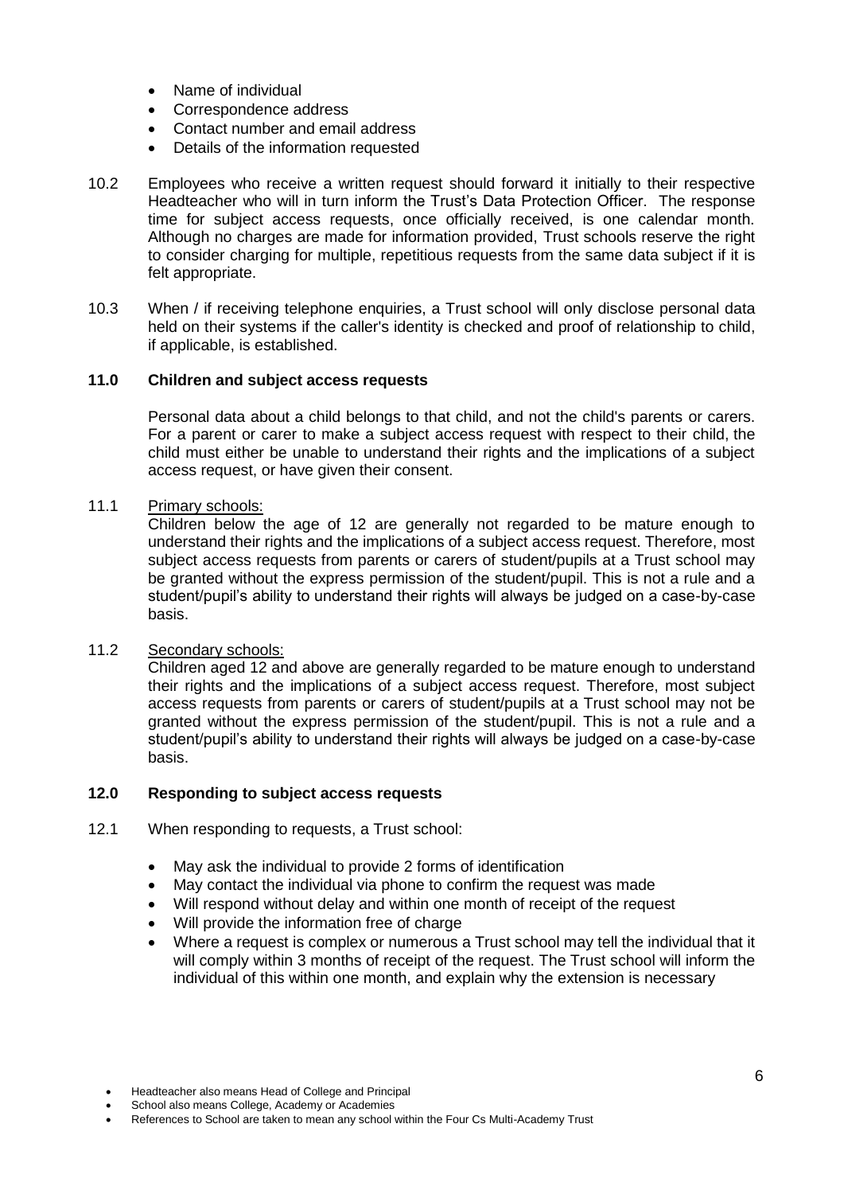- Name of individual
- Correspondence address
- Contact number and email address
- Details of the information requested

10.2 Employees who receive a written request should forward it initially to their respective Headteacher who will in turn inform the Trust's Data Protection Officer. The response time for subject access requests, once officially received, is one calendar month. Although no charges are made for information provided, Trust schools reserve the right to consider charging for multiple, repetitious requests from the same data subject if it is felt appropriate.

10.3 When / if receiving telephone enquiries, a Trust school will only disclose personal data held on their systems if the caller's identity is checked and proof of relationship to child, if applicable, is established.

## 11.0 Children and subject access requests

Personal data about a child belongs to that child, and not the child's parents or carers. For a parent or carer to make a subject access request with respect to their child, the child must either be unable to understand their rights and the implications of a subject access request, or have given their consent.

11.1 Primary schools:
Children below the age of 12 are generally not regarded to be mature enough to understand their rights and the implications of a subject access request. Therefore, most subject access requests from parents or carers of student/pupils at a Trust school may be granted without the express permission of the student/pupil. This is not a rule and a student/pupil's ability to understand their rights will always be judged on a case-by-case basis.

11.2 Secondary schools:
Children aged 12 and above are generally regarded to be mature enough to understand their rights and the implications of a subject access request. Therefore, most subject access requests from parents or carers of student/pupils at a Trust school may not be granted without the express permission of the student/pupil. This is not a rule and a student/pupil's ability to understand their rights will always be judged on a case-by-case basis.

## 12.0 Responding to subject access requests

12.1 When responding to requests, a Trust school:

- May ask the individual to provide 2 forms of identification
- May contact the individual via phone to confirm the request was made
- Will respond without delay and within one month of receipt of the request
- Will provide the information free of charge
- Where a request is complex or numerous a Trust school may tell the individual that it will comply within 3 months of receipt of the request. The Trust school will inform the individual of this within one month, and explain why the extension is necessary

- Headteacher also means Head of College and Principal
- School also means College, Academy or Academies
- References to School are taken to mean any school within the Four Cs Multi-Academy Trust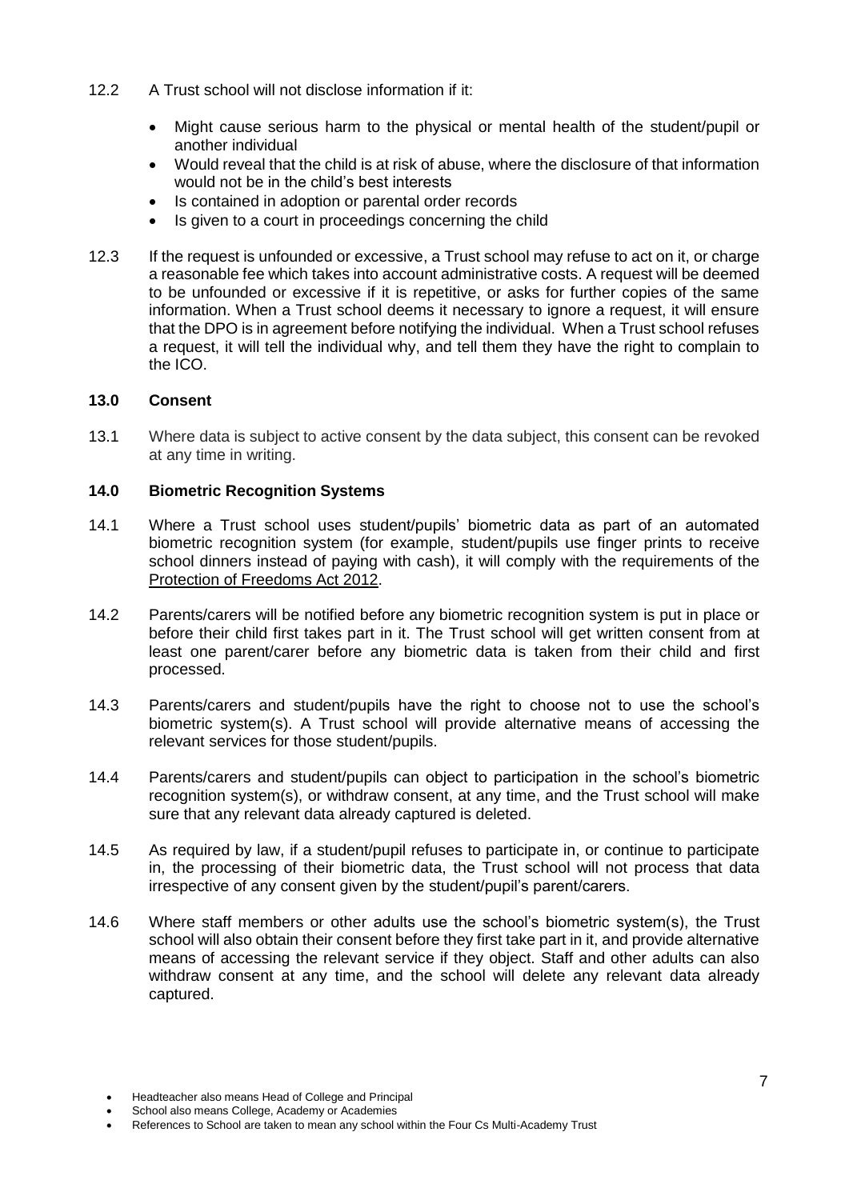12.2 A Trust school will not disclose information if it:

- Might cause serious harm to the physical or mental health of the student/pupil or another individual
- Would reveal that the child is at risk of abuse, where the disclosure of that information would not be in the child's best interests
- Is contained in adoption or parental order records
- Is given to a court in proceedings concerning the child

12.3 If the request is unfounded or excessive, a Trust school may refuse to act on it, or charge a reasonable fee which takes into account administrative costs. A request will be deemed to be unfounded or excessive if it is repetitive, or asks for further copies of the same information. When a Trust school deems it necessary to ignore a request, it will ensure that the DPO is in agreement before notifying the individual. When a Trust school refuses a request, it will tell the individual why, and tell them they have the right to complain to the ICO.

### 13.0 Consent

13.1 Where data is subject to active consent by the data subject, this consent can be revoked at any time in writing.

### 14.0 Biometric Recognition Systems

14.1 Where a Trust school uses student/pupils' biometric data as part of an automated biometric recognition system (for example, student/pupils use finger prints to receive school dinners instead of paying with cash), it will comply with the requirements of the Protection of Freedoms Act 2012.

14.2 Parents/carers will be notified before any biometric recognition system is put in place or before their child first takes part in it. The Trust school will get written consent from at least one parent/carer before any biometric data is taken from their child and first processed.

14.3 Parents/carers and student/pupils have the right to choose not to use the school's biometric system(s). A Trust school will provide alternative means of accessing the relevant services for those student/pupils.

14.4 Parents/carers and student/pupils can object to participation in the school's biometric recognition system(s), or withdraw consent, at any time, and the Trust school will make sure that any relevant data already captured is deleted.

14.5 As required by law, if a student/pupil refuses to participate in, or continue to participate in, the processing of their biometric data, the Trust school will not process that data irrespective of any consent given by the student/pupil's parent/carers.

14.6 Where staff members or other adults use the school's biometric system(s), the Trust school will also obtain their consent before they first take part in it, and provide alternative means of accessing the relevant service if they object. Staff and other adults can also withdraw consent at any time, and the school will delete any relevant data already captured.

- Headteacher also means Head of College and Principal
- School also means College, Academy or Academies
- References to School are taken to mean any school within the Four Cs Multi-Academy Trust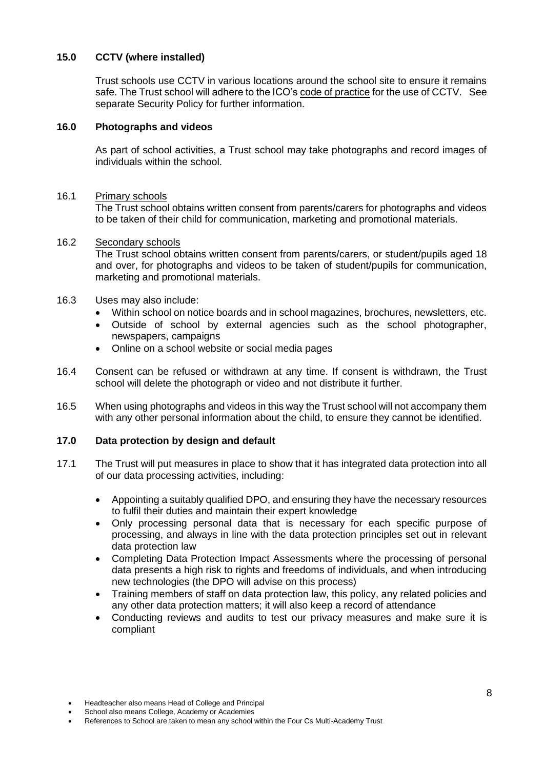## 15.0 CCTV (where installed)

Trust schools use CCTV in various locations around the school site to ensure it remains safe. The Trust school will adhere to the ICO's code of practice for the use of CCTV. See separate Security Policy for further information.

## 16.0 Photographs and videos

As part of school activities, a Trust school may take photographs and record images of individuals within the school.

16.1 Primary schools

The Trust school obtains written consent from parents/carers for photographs and videos to be taken of their child for communication, marketing and promotional materials.

16.2 Secondary schools

The Trust school obtains written consent from parents/carers, or student/pupils aged 18 and over, for photographs and videos to be taken of student/pupils for communication, marketing and promotional materials.

16.3 Uses may also include:

- Within school on notice boards and in school magazines, brochures, newsletters, etc.
- Outside of school by external agencies such as the school photographer, newspapers, campaigns
- Online on a school website or social media pages

16.4 Consent can be refused or withdrawn at any time. If consent is withdrawn, the Trust school will delete the photograph or video and not distribute it further.

16.5 When using photographs and videos in this way the Trust school will not accompany them with any other personal information about the child, to ensure they cannot be identified.

## 17.0 Data protection by design and default

17.1 The Trust will put measures in place to show that it has integrated data protection into all of our data processing activities, including:

- Appointing a suitably qualified DPO, and ensuring they have the necessary resources to fulfil their duties and maintain their expert knowledge
- Only processing personal data that is necessary for each specific purpose of processing, and always in line with the data protection principles set out in relevant data protection law
- Completing Data Protection Impact Assessments where the processing of personal data presents a high risk to rights and freedoms of individuals, and when introducing new technologies (the DPO will advise on this process)
- Training members of staff on data protection law, this policy, any related policies and any other data protection matters; it will also keep a record of attendance
- Conducting reviews and audits to test our privacy measures and make sure it is compliant

- Headteacher also means Head of College and Principal
- School also means College, Academy or Academies
- References to School are taken to mean any school within the Four Cs Multi-Academy Trust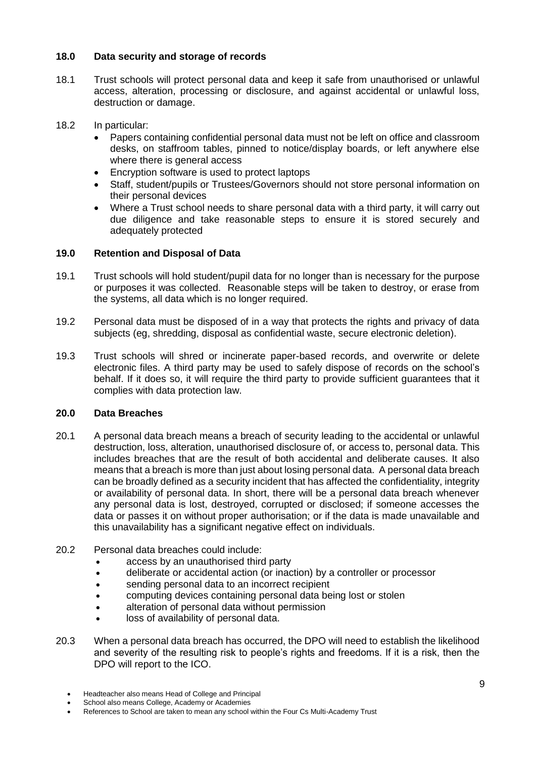## 18.0 Data security and storage of records

18.1 Trust schools will protect personal data and keep it safe from unauthorised or unlawful access, alteration, processing or disclosure, and against accidental or unlawful loss, destruction or damage.

18.2 In particular:

- Papers containing confidential personal data must not be left on office and classroom desks, on staffroom tables, pinned to notice/display boards, or left anywhere else where there is general access
- Encryption software is used to protect laptops
- Staff, student/pupils or Trustees/Governors should not store personal information on their personal devices
- Where a Trust school needs to share personal data with a third party, it will carry out due diligence and take reasonable steps to ensure it is stored securely and adequately protected

## 19.0 Retention and Disposal of Data

19.1 Trust schools will hold student/pupil data for no longer than is necessary for the purpose or purposes it was collected. Reasonable steps will be taken to destroy, or erase from the systems, all data which is no longer required.

19.2 Personal data must be disposed of in a way that protects the rights and privacy of data subjects (eg, shredding, disposal as confidential waste, secure electronic deletion).

19.3 Trust schools will shred or incinerate paper-based records, and overwrite or delete electronic files. A third party may be used to safely dispose of records on the school's behalf. If it does so, it will require the third party to provide sufficient guarantees that it complies with data protection law.

## 20.0 Data Breaches

20.1 A personal data breach means a breach of security leading to the accidental or unlawful destruction, loss, alteration, unauthorised disclosure of, or access to, personal data. This includes breaches that are the result of both accidental and deliberate causes. It also means that a breach is more than just about losing personal data. A personal data breach can be broadly defined as a security incident that has affected the confidentiality, integrity or availability of personal data. In short, there will be a personal data breach whenever any personal data is lost, destroyed, corrupted or disclosed; if someone accesses the data or passes it on without proper authorisation; or if the data is made unavailable and this unavailability has a significant negative effect on individuals.

20.2 Personal data breaches could include:

- access by an unauthorised third party
- deliberate or accidental action (or inaction) by a controller or processor
- sending personal data to an incorrect recipient
- computing devices containing personal data being lost or stolen
- alteration of personal data without permission
- loss of availability of personal data.

20.3 When a personal data breach has occurred, the DPO will need to establish the likelihood and severity of the resulting risk to people's rights and freedoms. If it is a risk, then the DPO will report to the ICO.

- Headteacher also means Head of College and Principal
- School also means College, Academy or Academies
- References to School are taken to mean any school within the Four Cs Multi-Academy Trust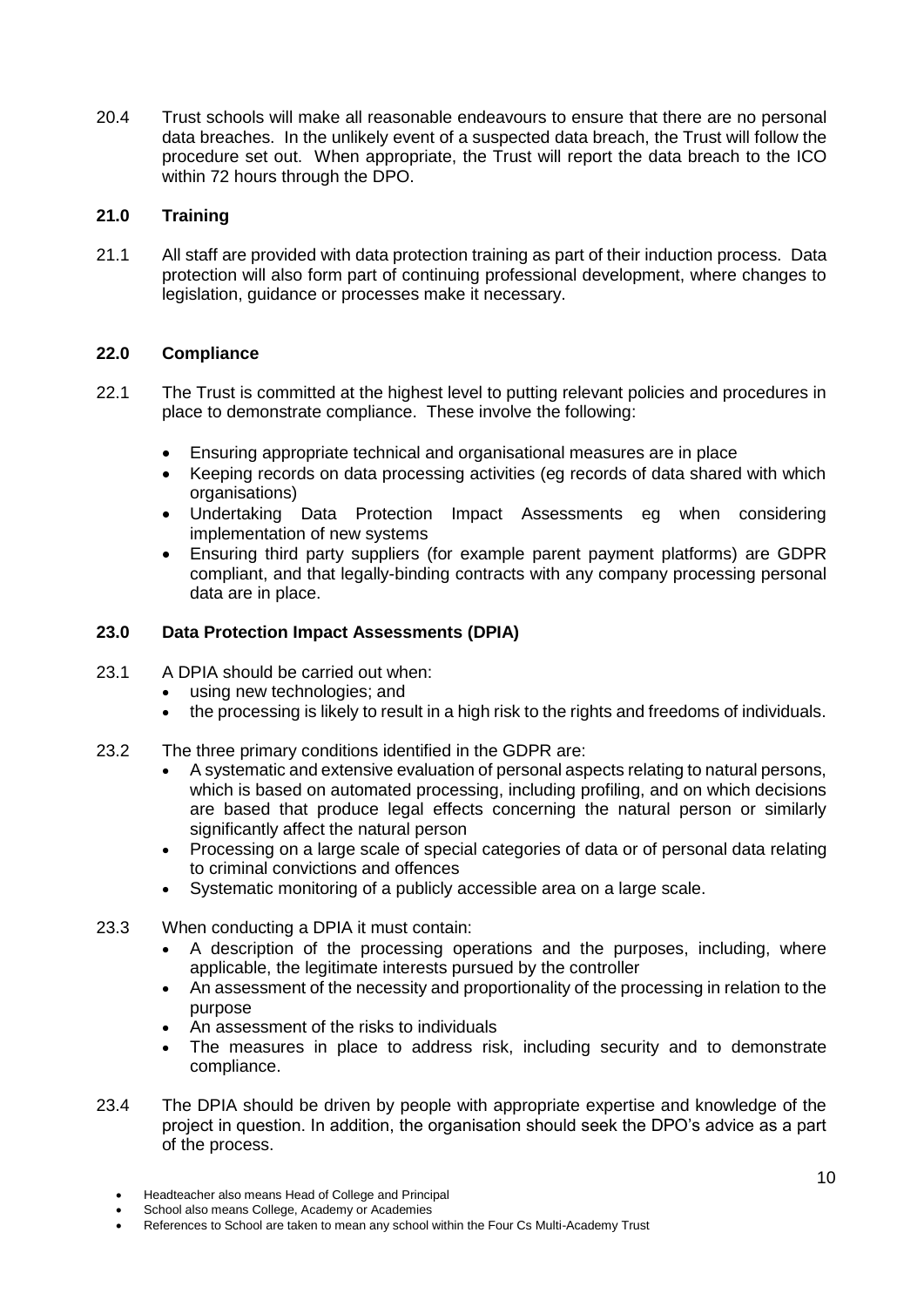20.4 Trust schools will make all reasonable endeavours to ensure that there are no personal data breaches. In the unlikely event of a suspected data breach, the Trust will follow the procedure set out. When appropriate, the Trust will report the data breach to the ICO within 72 hours through the DPO.

## 21.0 Training

21.1 All staff are provided with data protection training as part of their induction process. Data protection will also form part of continuing professional development, where changes to legislation, guidance or processes make it necessary.

## 22.0 Compliance

22.1 The Trust is committed at the highest level to putting relevant policies and procedures in place to demonstrate compliance. These involve the following:

- Ensuring appropriate technical and organisational measures are in place
- Keeping records on data processing activities (eg records of data shared with which organisations)
- Undertaking Data Protection Impact Assessments eg when considering implementation of new systems
- Ensuring third party suppliers (for example parent payment platforms) are GDPR compliant, and that legally-binding contracts with any company processing personal data are in place.

## 23.0 Data Protection Impact Assessments (DPIA)

23.1 A DPIA should be carried out when:

- using new technologies; and
- the processing is likely to result in a high risk to the rights and freedoms of individuals.

23.2 The three primary conditions identified in the GDPR are:

- A systematic and extensive evaluation of personal aspects relating to natural persons, which is based on automated processing, including profiling, and on which decisions are based that produce legal effects concerning the natural person or similarly significantly affect the natural person
- Processing on a large scale of special categories of data or of personal data relating to criminal convictions and offences
- Systematic monitoring of a publicly accessible area on a large scale.

23.3 When conducting a DPIA it must contain:

- A description of the processing operations and the purposes, including, where applicable, the legitimate interests pursued by the controller
- An assessment of the necessity and proportionality of the processing in relation to the purpose
- An assessment of the risks to individuals
- The measures in place to address risk, including security and to demonstrate compliance.

23.4 The DPIA should be driven by people with appropriate expertise and knowledge of the project in question. In addition, the organisation should seek the DPO's advice as a part of the process.

- Headteacher also means Head of College and Principal
- School also means College, Academy or Academies
- References to School are taken to mean any school within the Four Cs Multi-Academy Trust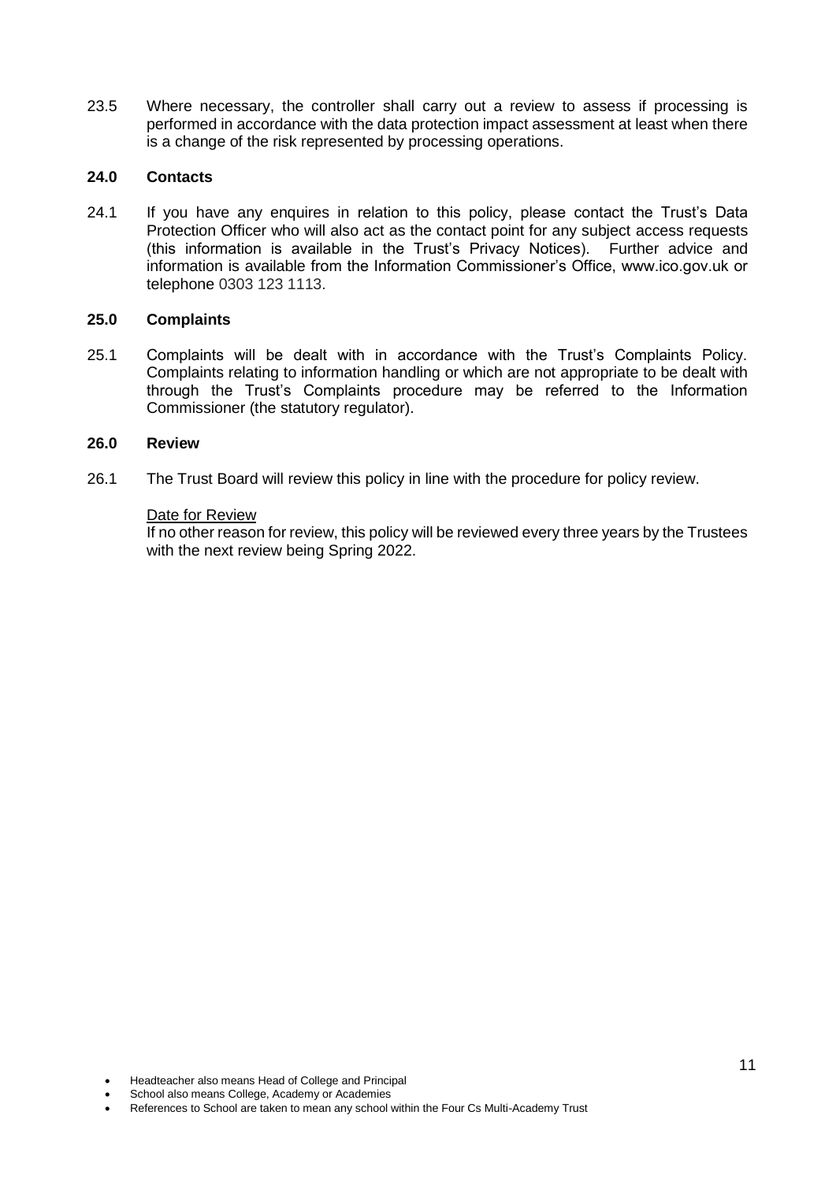23.5 Where necessary, the controller shall carry out a review to assess if processing is performed in accordance with the data protection impact assessment at least when there is a change of the risk represented by processing operations.

## 24.0 Contacts

24.1 If you have any enquires in relation to this policy, please contact the Trust's Data Protection Officer who will also act as the contact point for any subject access requests (this information is available in the Trust's Privacy Notices). Further advice and information is available from the Information Commissioner's Office, www.ico.gov.uk or telephone 0303 123 1113.

## 25.0 Complaints

25.1 Complaints will be dealt with in accordance with the Trust's Complaints Policy. Complaints relating to information handling or which are not appropriate to be dealt with through the Trust's Complaints procedure may be referred to the Information Commissioner (the statutory regulator).

## 26.0 Review

26.1 The Trust Board will review this policy in line with the procedure for policy review.

Date for Review
If no other reason for review, this policy will be reviewed every three years by the Trustees with the next review being Spring 2022.

- Headteacher also means Head of College and Principal
- School also means College, Academy or Academies
- References to School are taken to mean any school within the Four Cs Multi-Academy Trust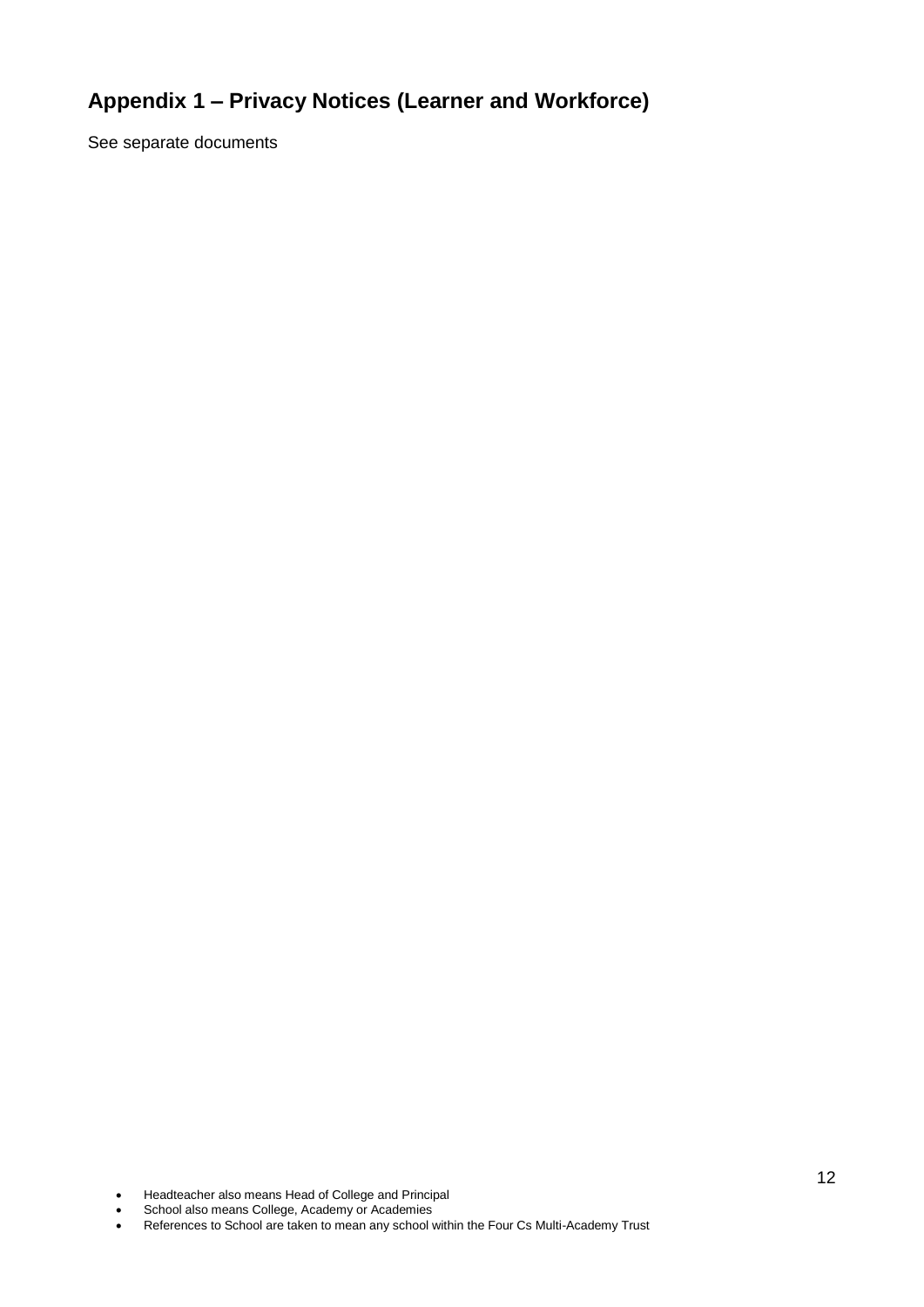## Appendix 1 – Privacy Notices (Learner and Workforce)

See separate documents